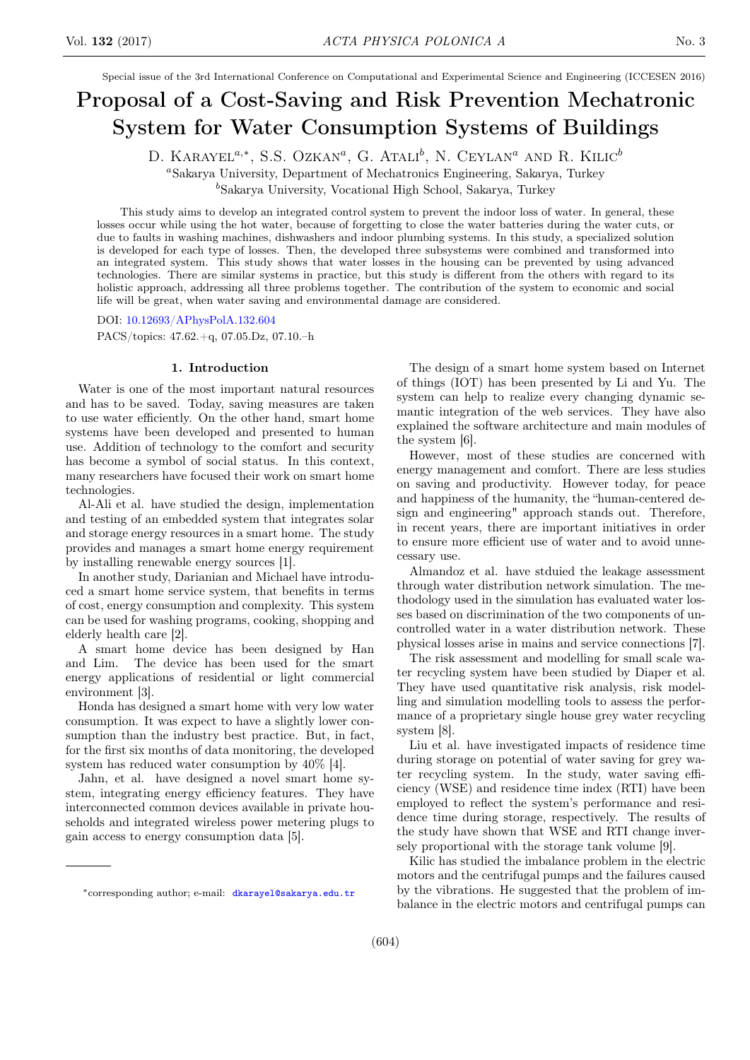Special issue of the 3rd International Conference on Computational and Experimental Science and Engineering (ICCESEN 2016)

# Proposal of a Cost-Saving and Risk Prevention Mechatronic System for Water Consumption Systems of Buildings

D. Karayel[a,*], S.S. Ozkan[a], G. Atali[b], N. Ceylan[a] and R. Kilic[b]

[a]Sakarya University, Department of Mechatronics Engineering, Sakarya, Turkey

[b]Sakarya University, Vocational High School, Sakarya, Turkey

This study aims to develop an integrated control system to prevent the indoor loss of water. In general, these losses occur while using the hot water, because of forgetting to close the water batteries during the water cuts, or due to faults in washing machines, dishwashers and indoor plumbing systems. In this study, a specialized solution is developed for each type of losses. Then, the developed three subsystems were combined and transformed into an integrated system. This study shows that water losses in the housing can be prevented by using advanced technologies. There are similar systems in practice, but this study is different from the others with regard to its holistic approach, addressing all three problems together. The contribution of the system to economic and social life will be great, when water saving and environmental damage are considered.

DOI: 10.12693/APhysPolA.132.604

PACS/topics: 47.62.+q, 07.05.Dz, 07.10.–h

## 1. Introduction

Water is one of the most important natural resources and has to be saved. Today, saving measures are taken to use water efficiently. On the other hand, smart home systems have been developed and presented to human use. Addition of technology to the comfort and security has become a symbol of social status. In this context, many researchers have focused their work on smart home technologies.

Al-Ali et al. have studied the design, implementation and testing of an embedded system that integrates solar and storage energy resources in a smart home. The study provides and manages a smart home energy requirement by installing renewable energy sources [1].

In another study, Darianian and Michael have introduced a smart home service system, that benefits in terms of cost, energy consumption and complexity. This system can be used for washing programs, cooking, shopping and elderly health care [2].

A smart home device has been designed by Han and Lim. The device has been used for the smart energy applications of residential or light commercial environment [3].

Honda has designed a smart home with very low water consumption. It was expect to have a slightly lower consumption than the industry best practice. But, in fact, for the first six months of data monitoring, the developed system has reduced water consumption by 40% [4].

Jahn, et al. have designed a novel smart home system, integrating energy efficiency features. They have interconnected common devices available in private households and integrated wireless power metering plugs to gain access to energy consumption data [5].

The design of a smart home system based on Internet of things (IOT) has been presented by Li and Yu. The system can help to realize every changing dynamic semantic integration of the web services. They have also explained the software architecture and main modules of the system [6].

However, most of these studies are concerned with energy management and comfort. There are less studies on saving and productivity. However today, for peace and happiness of the humanity, the "human-centered design and engineering" approach stands out. Therefore, in recent years, there are important initiatives in order to ensure more efficient use of water and to avoid unnecessary use.

Almandoz et al. have stduied the leakage assessment through water distribution network simulation. The methodology used in the simulation has evaluated water losses based on discrimination of the two components of uncontrolled water in a water distribution network. These physical losses arise in mains and service connections [7].

The risk assessment and modelling for small scale water recycling system have been studied by Diaper et al. They have used quantitative risk analysis, risk modelling and simulation modelling tools to assess the performance of a proprietary single house grey water recycling system [8].

Liu et al. have investigated impacts of residence time during storage on potential of water saving for grey water recycling system. In the study, water saving efficiency (WSE) and residence time index (RTI) have been employed to reflect the system's performance and residence time during storage, respectively. The results of the study have shown that WSE and RTI change inversely proportional with the storage tank volume [9].

Kilic has studied the imbalance problem in the electric motors and the centrifugal pumps and the failures caused by the vibrations. He suggested that the problem of imbalance in the electric motors and centrifugal pumps can

*corresponding author; e-mail: dkarayel@sakarya.edu.tr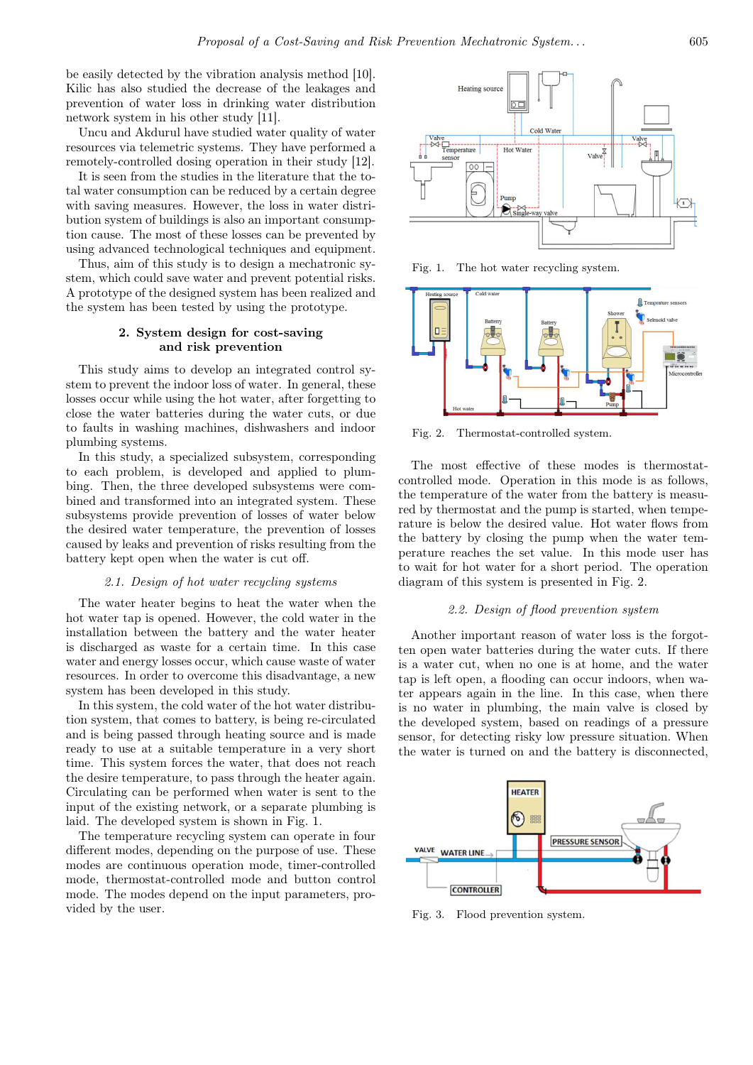be easily detected by the vibration analysis method [10]. Kilic has also studied the decrease of the leakages and prevention of water losses in drinking water distribution network system in his other study [11].

Uncu and Akdurul have studied water quality of water resources via telemetric systems. They have performed a remotely-controlled dosing operation in their study [12].

It is seen from the studies in the literature that the total water consumption can be reduced by a certain degree with saving measures. However, the loss in water distribution system of buildings is also an important consumption cause. The most of these losses can be prevented by using advanced technological techniques and equipment.

Thus, aim of this study is to design a mechatronic system, which could save water and prevent potential risks. A prototype of the designed system has been realized and the system has been tested by using the prototype.

## 2. System design for cost-saving and risk prevention

This study aims to develop an integrated control system to prevent the indoor loss of water. In general, these losses occur while using the hot water, after forgetting to close the water batteries during the water cuts, or due to faults in washing machines, dishwashers and indoor plumbing systems.

In this study, a specialized subsystem, corresponding to each problem, is developed and applied to plumbing. Then, the three developed subsystems were combined and transformed into an integrated system. These subsystems provide prevention of losses of water below the desired water temperature, the prevention of losses caused by leaks and prevention of risks resulting from the battery kept open when the water is cut off.

### *2.1. Design of hot water recycling systems*

The water heater begins to heat the water when the hot water tap is opened. However, the cold water in the installation between the battery and the water heater is discharged as waste for a certain time. In this case water and energy losses occur, which cause waste of water resources. In order to overcome this disadvantage, a new system has been developed in this study.

In this system, the cold water of the hot water distribution system, that comes to battery, is being re-circulated and is being passed through heating source and is made ready to use at a suitable temperature in a very short time. This system forces the water, that does not reach the desire temperature, to pass through the heater again. Circulating can be performed when water is sent to the input of the existing network, or a separate plumbing is laid. The developed system is shown in Fig. 1.

The temperature recycling system can operate in four different modes, depending on the purpose of use. These modes are continuous operation mode, timer-controlled mode, thermostat-controlled mode and button control mode. The modes depend on the input parameters, provided by the user.

Fig. 1. The hot water recycling system.

Fig. 2. Thermostat-controlled system.

The most effective of these modes is thermostat-controlled mode. Operation in this mode is as follows, the temperature of the water from the battery is measured by thermostat and the pump is started, when temperature is below the desired value. Hot water flows from the battery by closing the pump when the water temperature reaches the set value. In this mode user has to wait for hot water for a short period. The operation diagram of this system is presented in Fig. 2.

### *2.2. Design of flood prevention system*

Another important reason of water loss is the forgotten open water batteries during the water cuts. If there is a water cut, when no one is at home, and the water tap is left open, a flooding can occur indoors, when water appears again in the line. In this case, when there is no water in plumbing, the main valve is closed by the developed system, based on readings of a pressure sensor, for detecting risky low pressure situation. When the water is turned on and the battery is disconnected,

Fig. 3. Flood prevention system.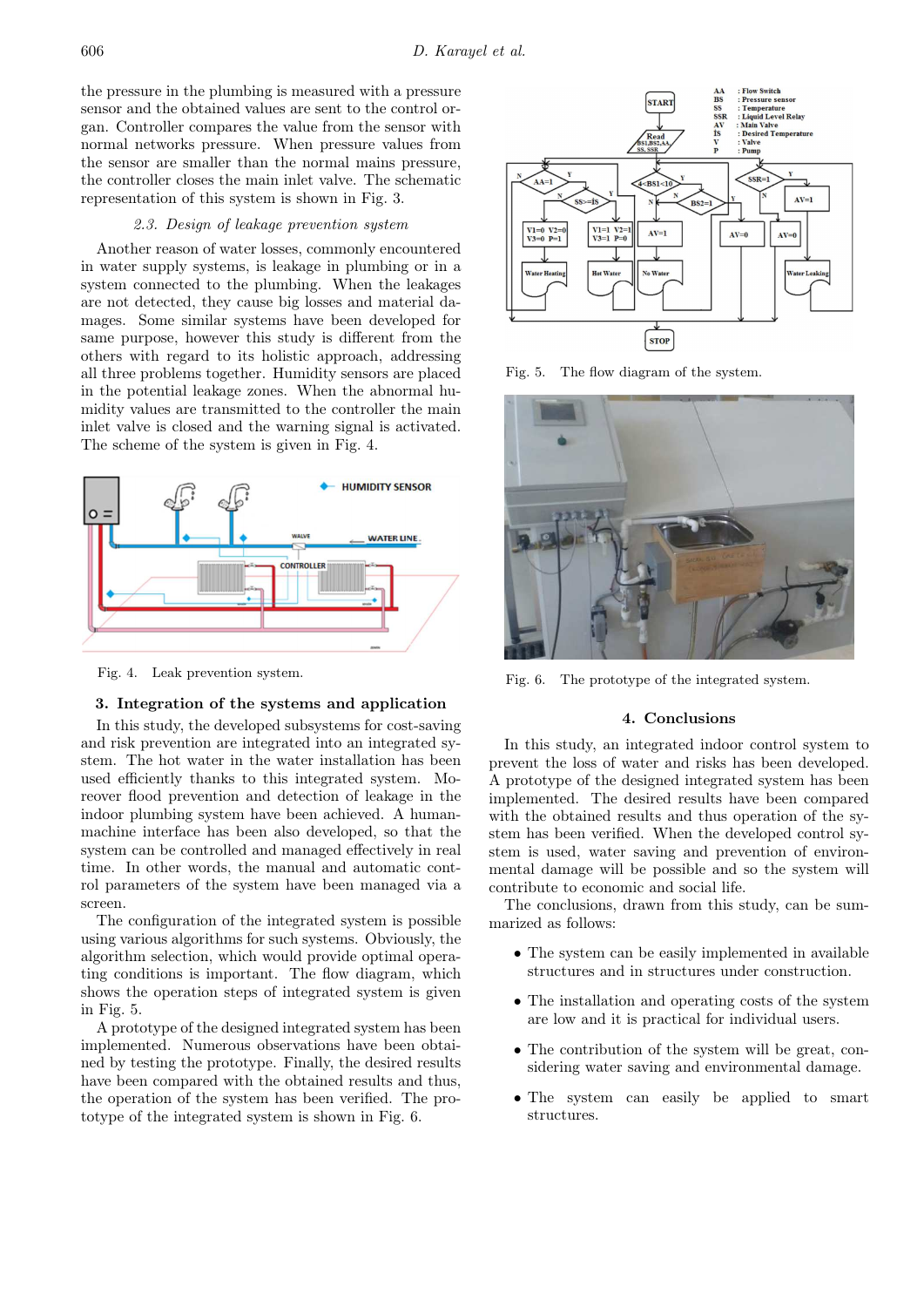the pressure in the plumbing is measured with a pressure sensor and the obtained values are sent to the control organ. Controller compares the value from the sensor with normal networks pressure. When pressure values from the sensor are smaller than the normal mains pressure, the controller closes the main inlet valve. The schematic representation of this system is shown in Fig. 3.

### 2.3. Design of leakage prevention system

Another reason of water losses, commonly encountered in water supply systems, is leakage in plumbing or in a system connected to the plumbing. When the leakages are not detected, they cause big losses and material damages. Some similar systems have been developed for same purpose, however this study is different from the others with regard to its holistic approach, addressing all three problems together. Humidity sensors are placed in the potential leakage zones. When the abnormal humidity values are transmitted to the controller the main inlet valve is closed and the warning signal is activated. The scheme of the system is given in Fig. 4.

Fig. 4. Leak prevention system.

## 3. Integration of the systems and application

In this study, the developed subsystems for cost-saving and risk prevention are integrated into an integrated system. The hot water in the water installation has been used efficiently thanks to this integrated system. Moreover flood prevention and detection of leakage in the indoor plumbing system have been achieved. A human-machine interface has been also developed, so that the system can be controlled and managed effectively in real time. In other words, the manual and automatic control parameters of the system have been managed via a screen.

The configuration of the integrated system is possible using various algorithms for such systems. Obviously, the algorithm selection, which would provide optimal operating conditions is important. The flow diagram, which shows the operation steps of integrated system is given in Fig. 5.

A prototype of the designed integrated system has been implemented. Numerous observations have been obtained by testing the prototype. Finally, the desired results have been compared with the obtained results and thus, the operation of the system has been verified. The prototype of the integrated system is shown in Fig. 6.

Fig. 5. The flow diagram of the system.

Fig. 6. The prototype of the integrated system.

## 4. Conclusions

In this study, an integrated indoor control system to prevent the loss of water and risks has been developed. A prototype of the designed integrated system has been implemented. The desired results have been compared with the obtained results and thus operation of the system has been verified. When the developed control system is used, water saving and prevention of environmental damage will be possible and so the system will contribute to economic and social life.

The conclusions, drawn from this study, can be summarized as follows:

- The system can be easily implemented in available structures and in structures under construction.
- The installation and operating costs of the system are low and it is practical for individual users.
- The contribution of the system will be great, considering water saving and environmental damage.
- The system can easily be applied to smart structures.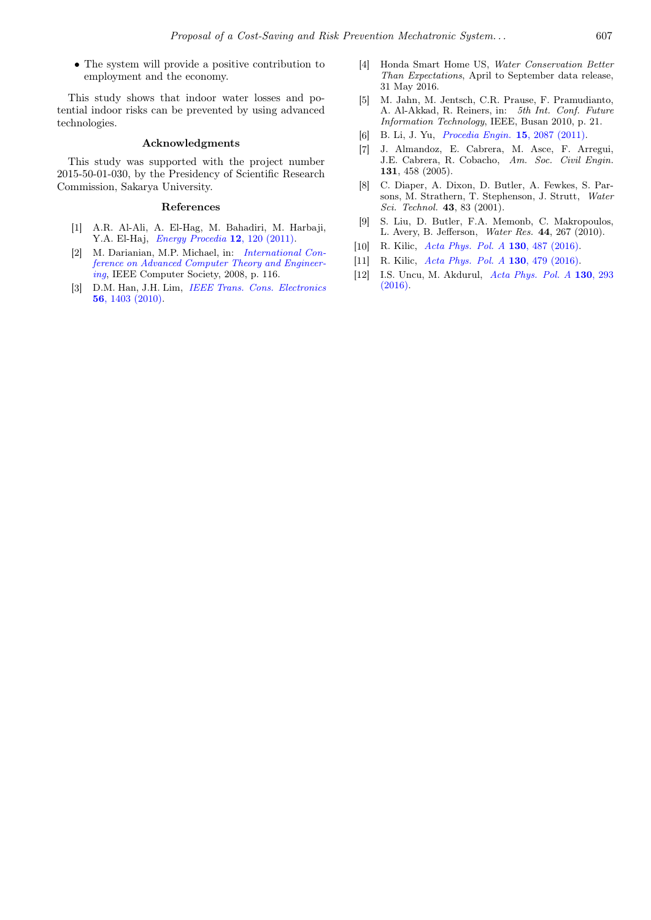- The system will provide a positive contribution to employment and the economy.

This study shows that indoor water losses and potential indoor risks can be prevented by using advanced technologies.

### Acknowledgments

This study was supported with the project number 2015-50-01-030, by the Presidency of Scientific Research Commission, Sakarya University.

### References

[1] A.R. Al-Ali, A. El-Hag, M. Bahadiri, M. Harbaji, Y.A. El-Haj, *Energy Procedia* **12**, 120 (2011).

[2] M. Darianian, M.P. Michael, in: *International Conference on Advanced Computer Theory and Engineering*, IEEE Computer Society, 2008, p. 116.

[3] D.M. Han, J.H. Lim, *IEEE Trans. Cons. Electronics* **56**, 1403 (2010).

[4] Honda Smart Home US, *Water Conservation Better Than Expectations*, April to September data release, 31 May 2016.

[5] M. Jahn, M. Jentsch, C.R. Prause, F. Pramudianto, A. Al-Akkad, R. Reiners, in: *5th Int. Conf. Future Information Technology*, IEEE, Busan 2010, p. 21.

[6] B. Li, J. Yu, *Procedia Engin.* **15**, 2087 (2011).

[7] J. Almandoz, E. Cabrera, M. Asce, F. Arregui, J.E. Cabrera, R. Cobacho, *Am. Soc. Civil Engin.* **131**, 458 (2005).

[8] C. Diaper, A. Dixon, D. Butler, A. Fewkes, S. Parsons, M. Strathern, T. Stephenson, J. Strutt, *Water Sci. Technol.* **43**, 83 (2001).

[9] S. Liu, D. Butler, F.A. Memonb, C. Makropoulos, L. Avery, B. Jefferson, *Water Res.* **44**, 267 (2010).

[10] R. Kilic, *Acta Phys. Pol. A* **130**, 487 (2016).

[11] R. Kilic, *Acta Phys. Pol. A* **130**, 479 (2016).

[12] I.S. Uncu, M. Akdurul, *Acta Phys. Pol. A* **130**, 293 (2016).